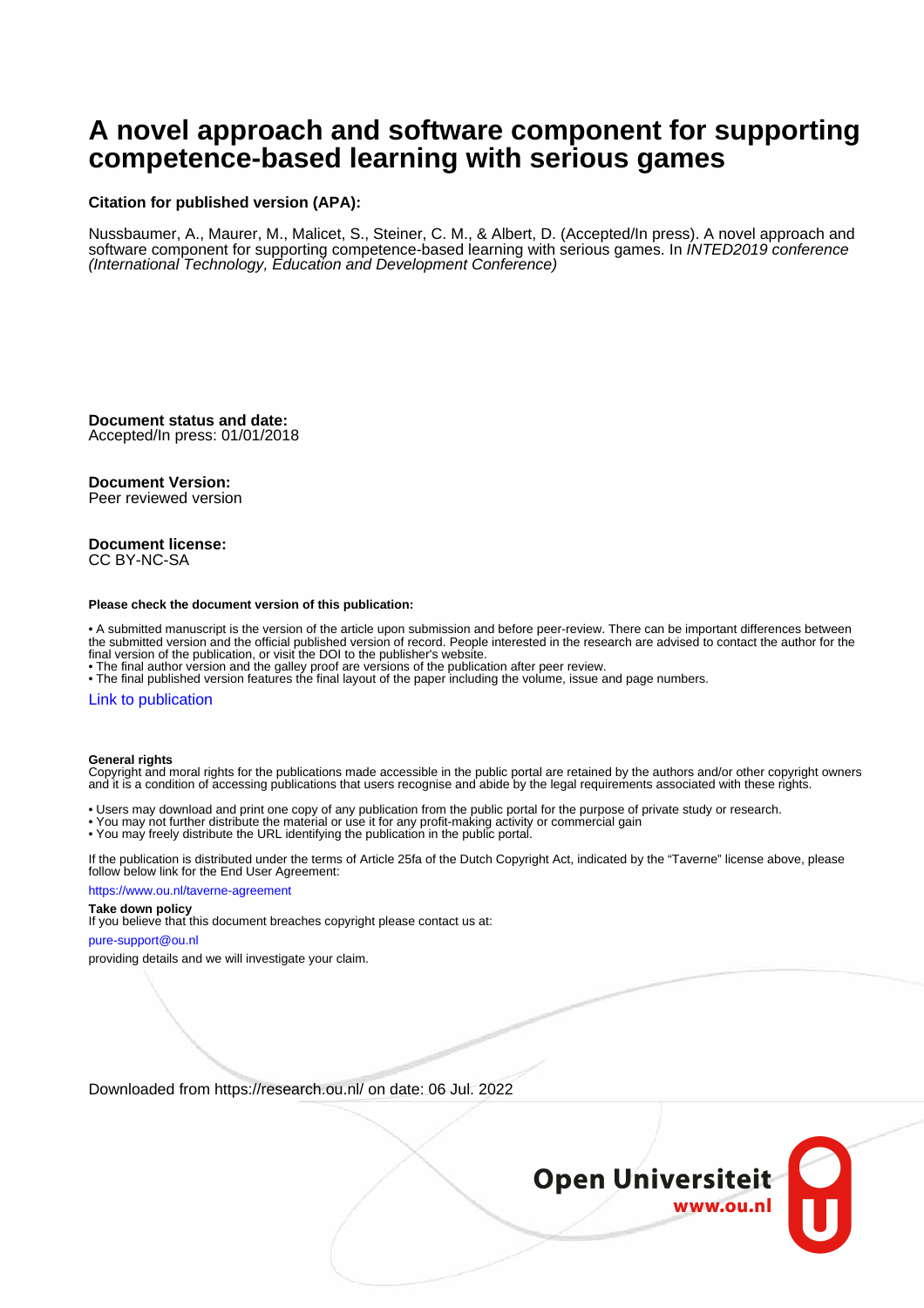# A novel approach and software component for supporting competence-based learning with serious games

**Citation for published version (APA):**

Nussbaumer, A., Maurer, M., Malicet, S., Steiner, C. M., & Albert, D. (Accepted/In press). A novel approach and software component for supporting competence-based learning with serious games. In *INTED2019 conference (International Technology, Education and Development Conference)*

**Document status and date:**
Accepted/In press: 01/01/2018

**Document Version:**
Peer reviewed version

**Document license:**
CC BY-NC-SA

**Please check the document version of this publication:**

• A submitted manuscript is the version of the article upon submission and before peer-review. There can be important differences between the submitted version and the official published version of record. People interested in the research are advised to contact the author for the final version of the publication, or visit the DOI to the publisher's website.
• The final author version and the galley proof are versions of the publication after peer review.
• The final published version features the final layout of the paper including the volume, issue and page numbers.

Link to publication

**General rights**
Copyright and moral rights for the publications made accessible in the public portal are retained by the authors and/or other copyright owners and it is a condition of accessing publications that users recognise and abide by the legal requirements associated with these rights.

• Users may download and print one copy of any publication from the public portal for the purpose of private study or research.
• You may not further distribute the material or use it for any profit-making activity or commercial gain
• You may freely distribute the URL identifying the publication in the public portal.

If the publication is distributed under the terms of Article 25fa of the Dutch Copyright Act, indicated by the "Taverne" license above, please follow below link for the End User Agreement:

https://www.ou.nl/taverne-agreement

**Take down policy**
If you believe that this document breaches copyright please contact us at:

pure-support@ou.nl

providing details and we will investigate your claim.

Downloaded from https://research.ou.nl/ on date: 06 Jul. 2022

Open Universiteit
www.ou.nl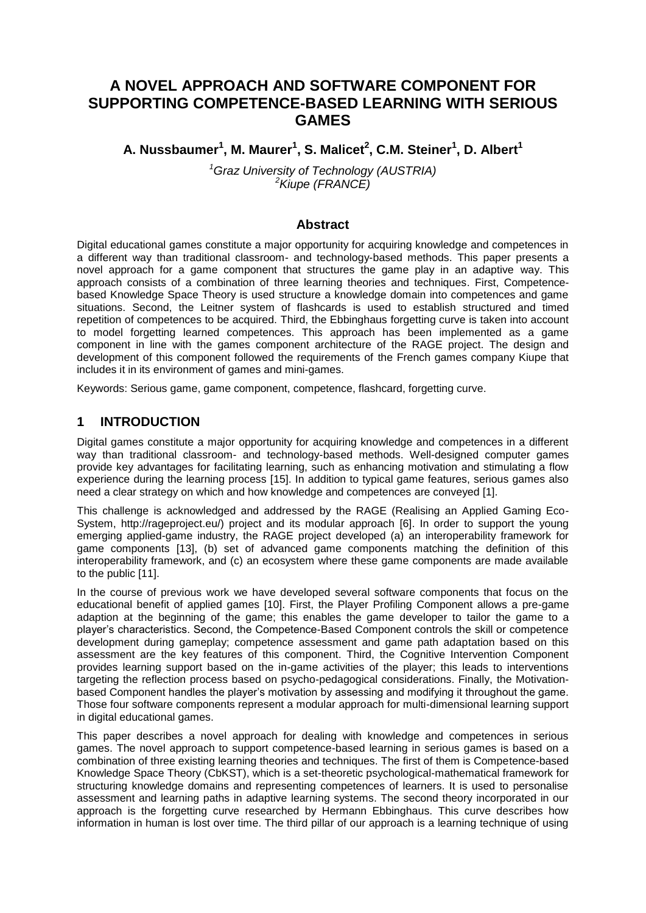# A NOVEL APPROACH AND SOFTWARE COMPONENT FOR SUPPORTING COMPETENCE-BASED LEARNING WITH SERIOUS GAMES

**A. Nussbaumer[1], M. Maurer[1], S. Malicet[2], C.M. Steiner[1], D. Albert[1]**

*[1]Graz University of Technology (AUSTRIA)*
*[2]Kiupe (FRANCE)*

### Abstract

Digital educational games constitute a major opportunity for acquiring knowledge and competences in a different way than traditional classroom- and technology-based methods. This paper presents a novel approach for a game component that structures the game play in an adaptive way. This approach consists of a combination of three learning theories and techniques. First, Competence-based Knowledge Space Theory is used structure a knowledge domain into competences and game situations. Second, the Leitner system of flashcards is used to establish structured and timed repetition of competences to be acquired. Third, the Ebbinghaus forgetting curve is taken into account to model forgetting learned competences. This approach has been implemented as a game component in line with the games component architecture of the RAGE project. The design and development of this component followed the requirements of the French games company Kiupe that includes it in its environment of games and mini-games.

Keywords: Serious game, game component, competence, flashcard, forgetting curve.

## 1 INTRODUCTION

Digital games constitute a major opportunity for acquiring knowledge and competences in a different way than traditional classroom- and technology-based methods. Well-designed computer games provide key advantages for facilitating learning, such as enhancing motivation and stimulating a flow experience during the learning process [15]. In addition to typical game features, serious games also need a clear strategy on which and how knowledge and competences are conveyed [1].

This challenge is acknowledged and addressed by the RAGE (Realising an Applied Gaming Eco-System, http://rageproject.eu/) project and its modular approach [6]. In order to support the young emerging applied-game industry, the RAGE project developed (a) an interoperability framework for game components [13], (b) set of advanced game components matching the definition of this interoperability framework, and (c) an ecosystem where these game components are made available to the public [11].

In the course of previous work we have developed several software components that focus on the educational benefit of applied games [10]. First, the Player Profiling Component allows a pre-game adaption at the beginning of the game; this enables the game developer to tailor the game to a player's characteristics. Second, the Competence-Based Component controls the skill or competence development during gameplay; competence assessment and game path adaptation based on this assessment are the key features of this component. Third, the Cognitive Intervention Component provides learning support based on the in-game activities of the player; this leads to interventions targeting the reflection process based on psycho-pedagogical considerations. Finally, the Motivation-based Component handles the player's motivation by assessing and modifying it throughout the game. Those four software components represent a modular approach for multi-dimensional learning support in digital educational games.

This paper describes a novel approach for dealing with knowledge and competences in serious games. The novel approach to support competence-based learning in serious games is based on a combination of three existing learning theories and techniques. The first of them is Competence-based Knowledge Space Theory (CbKST), which is a set-theoretic psychological-mathematical framework for structuring knowledge domains and representing competences of learners. It is used to personalise assessment and learning paths in adaptive learning systems. The second theory incorporated in our approach is the forgetting curve researched by Hermann Ebbinghaus. This curve describes how information in human is lost over time. The third pillar of our approach is a learning technique of using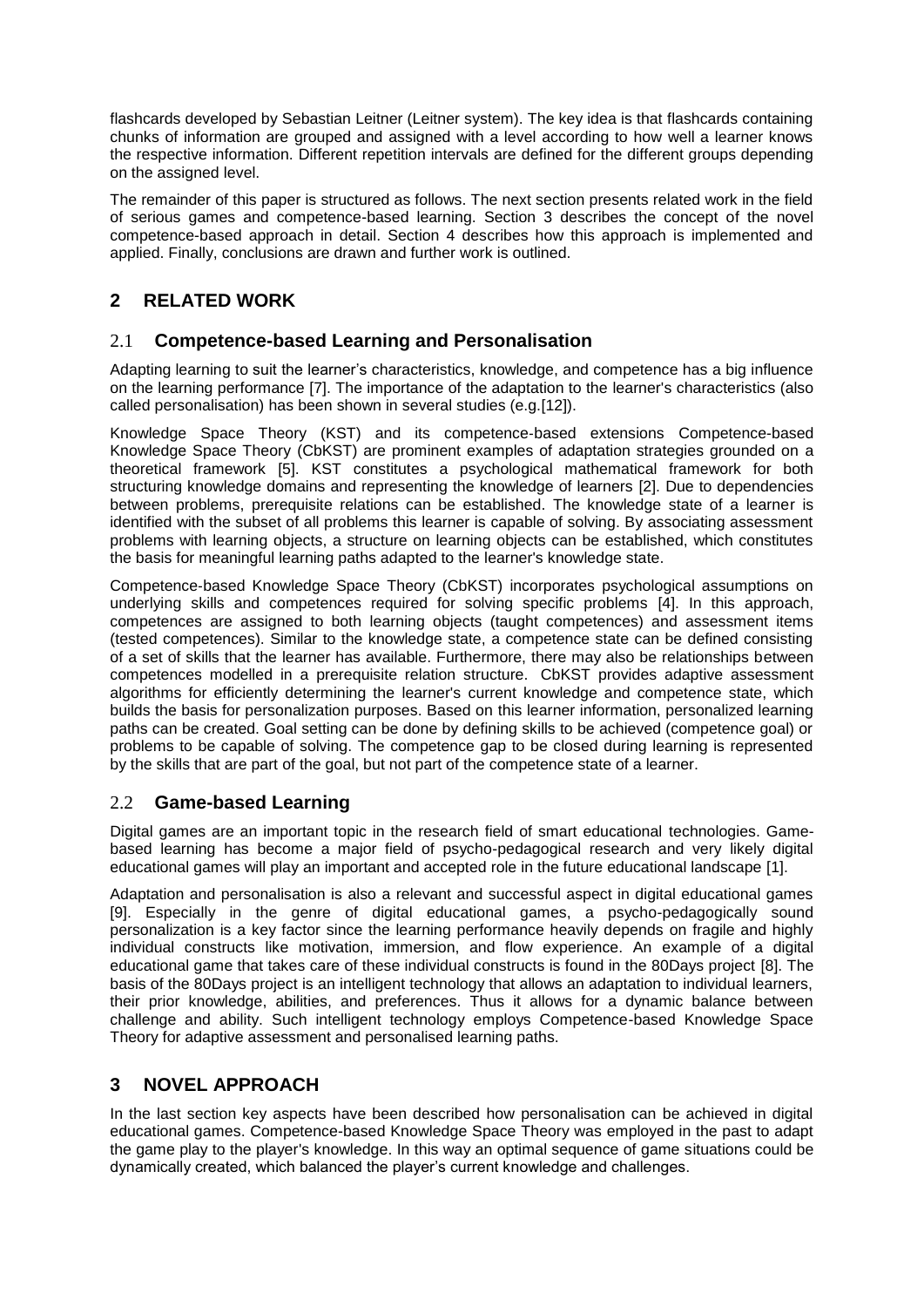flashcards developed by Sebastian Leitner (Leitner system). The key idea is that flashcards containing chunks of information are grouped and assigned with a level according to how well a learner knows the respective information. Different repetition intervals are defined for the different groups depending on the assigned level.

The remainder of this paper is structured as follows. The next section presents related work in the field of serious games and competence-based learning. Section 3 describes the concept of the novel competence-based approach in detail. Section 4 describes how this approach is implemented and applied. Finally, conclusions are drawn and further work is outlined.

## 2 RELATED WORK

### 2.1 Competence-based Learning and Personalisation

Adapting learning to suit the learner's characteristics, knowledge, and competence has a big influence on the learning performance [7]. The importance of the adaptation to the learner's characteristics (also called personalisation) has been shown in several studies (e.g.[12]).

Knowledge Space Theory (KST) and its competence-based extensions Competence-based Knowledge Space Theory (CbKST) are prominent examples of adaptation strategies grounded on a theoretical framework [5]. KST constitutes a psychological mathematical framework for both structuring knowledge domains and representing the knowledge of learners [2]. Due to dependencies between problems, prerequisite relations can be established. The knowledge state of a learner is identified with the subset of all problems this learner is capable of solving. By associating assessment problems with learning objects, a structure on learning objects can be established, which constitutes the basis for meaningful learning paths adapted to the learner's knowledge state.

Competence-based Knowledge Space Theory (CbKST) incorporates psychological assumptions on underlying skills and competences required for solving specific problems [4]. In this approach, competences are assigned to both learning objects (taught competences) and assessment items (tested competences). Similar to the knowledge state, a competence state can be defined consisting of a set of skills that the learner has available. Furthermore, there may also be relationships between competences modelled in a prerequisite relation structure. CbKST provides adaptive assessment algorithms for efficiently determining the learner's current knowledge and competence state, which builds the basis for personalization purposes. Based on this learner information, personalized learning paths can be created. Goal setting can be done by defining skills to be achieved (competence goal) or problems to be capable of solving. The competence gap to be closed during learning is represented by the skills that are part of the goal, but not part of the competence state of a learner.

### 2.2 Game-based Learning

Digital games are an important topic in the research field of smart educational technologies. Game-based learning has become a major field of psycho-pedagogical research and very likely digital educational games will play an important and accepted role in the future educational landscape [1].

Adaptation and personalisation is also a relevant and successful aspect in digital educational games [9]. Especially in the genre of digital educational games, a psycho-pedagogically sound personalization is a key factor since the learning performance heavily depends on fragile and highly individual constructs like motivation, immersion, and flow experience. An example of a digital educational game that takes care of these individual constructs is found in the 80Days project [8]. The basis of the 80Days project is an intelligent technology that allows an adaptation to individual learners, their prior knowledge, abilities, and preferences. Thus it allows for a dynamic balance between challenge and ability. Such intelligent technology employs Competence-based Knowledge Space Theory for adaptive assessment and personalised learning paths.

## 3 NOVEL APPROACH

In the last section key aspects have been described how personalisation can be achieved in digital educational games. Competence-based Knowledge Space Theory was employed in the past to adapt the game play to the player's knowledge. In this way an optimal sequence of game situations could be dynamically created, which balanced the player's current knowledge and challenges.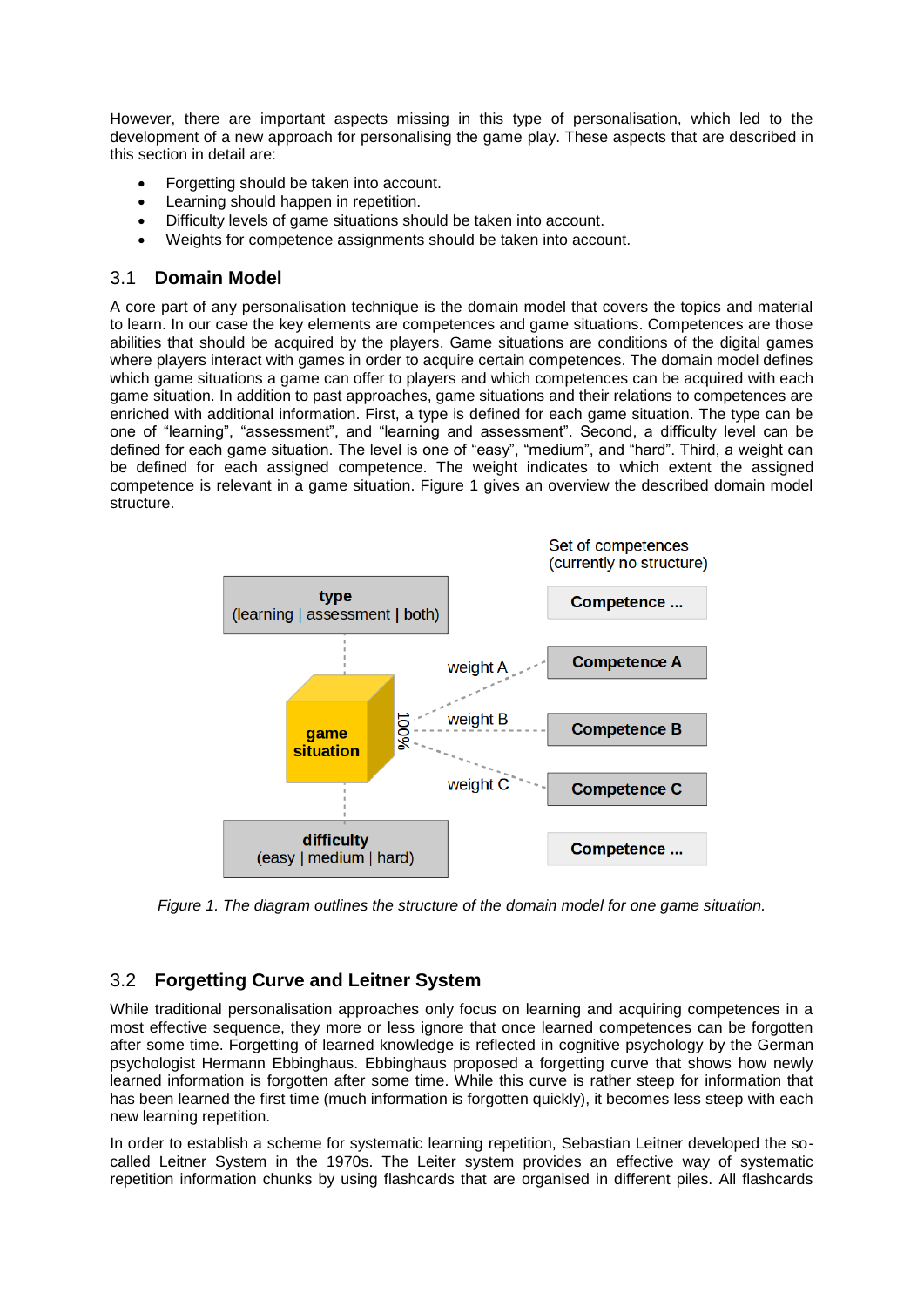However, there are important aspects missing in this type of personalisation, which led to the development of a new approach for personalising the game play. These aspects that are described in this section in detail are:

- Forgetting should be taken into account.
- Learning should happen in repetition.
- Difficulty levels of game situations should be taken into account.
- Weights for competence assignments should be taken into account.

## 3.1 Domain Model

A core part of any personalisation technique is the domain model that covers the topics and material to learn. In our case the key elements are competences and game situations. Competences are those abilities that should be acquired by the players. Game situations are conditions of the digital games where players interact with games in order to acquire certain competences. The domain model defines which game situations a game can offer to players and which competences can be acquired with each game situation. In addition to past approaches, game situations and their relations to competences are enriched with additional information. First, a type is defined for each game situation. The type can be one of "learning", "assessment", and "learning and assessment". Second, a difficulty level can be defined for each game situation. The level is one of "easy", "medium", and "hard". Third, a weight can be defined for each assigned competence. The weight indicates to which extent the assigned competence is relevant in a game situation. Figure 1 gives an overview the described domain model structure.

*Figure 1. The diagram outlines the structure of the domain model for one game situation.*

## 3.2 Forgetting Curve and Leitner System

While traditional personalisation approaches only focus on learning and acquiring competences in a most effective sequence, they more or less ignore that once learned competences can be forgotten after some time. Forgetting of learned knowledge is reflected in cognitive psychology by the German psychologist Hermann Ebbinghaus. Ebbinghaus proposed a forgetting curve that shows how newly learned information is forgotten after some time. While this curve is rather steep for information that has been learned the first time (much information is forgotten quickly), it becomes less steep with each new learning repetition.

In order to establish a scheme for systematic learning repetition, Sebastian Leitner developed the so-called Leitner System in the 1970s. The Leiter system provides an effective way of systematic repetition information chunks by using flashcards that are organised in different piles. All flashcards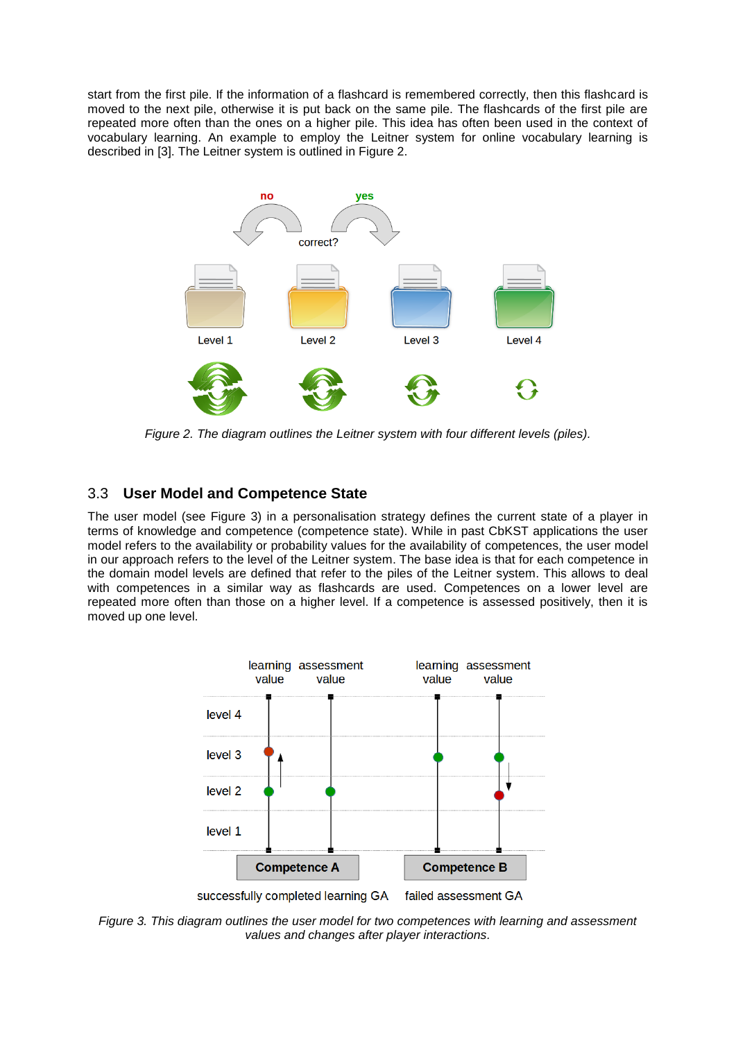start from the first pile. If the information of a flashcard is remembered correctly, then this flashcard is moved to the next pile, otherwise it is put back on the same pile. The flashcards of the first pile are repeated more often than the ones on a higher pile. This idea has often been used in the context of vocabulary learning. An example to employ the Leitner system for online vocabulary learning is described in [3]. The Leitner system is outlined in Figure 2.

*Figure 2. The diagram outlines the Leitner system with four different levels (piles).*

## 3.3 User Model and Competence State

The user model (see Figure 3) in a personalisation strategy defines the current state of a player in terms of knowledge and competence (competence state). While in past CbKST applications the user model refers to the availability or probability values for the availability of competences, the user model in our approach refers to the level of the Leitner system. The base idea is that for each competence in the domain model levels are defined that refer to the piles of the Leitner system. This allows to deal with competences in a similar way as flashcards are used. Competences on a lower level are repeated more often than those on a higher level. If a competence is assessed positively, then it is moved up one level.

*Figure 3. This diagram outlines the user model for two competences with learning and assessment values and changes after player interactions.*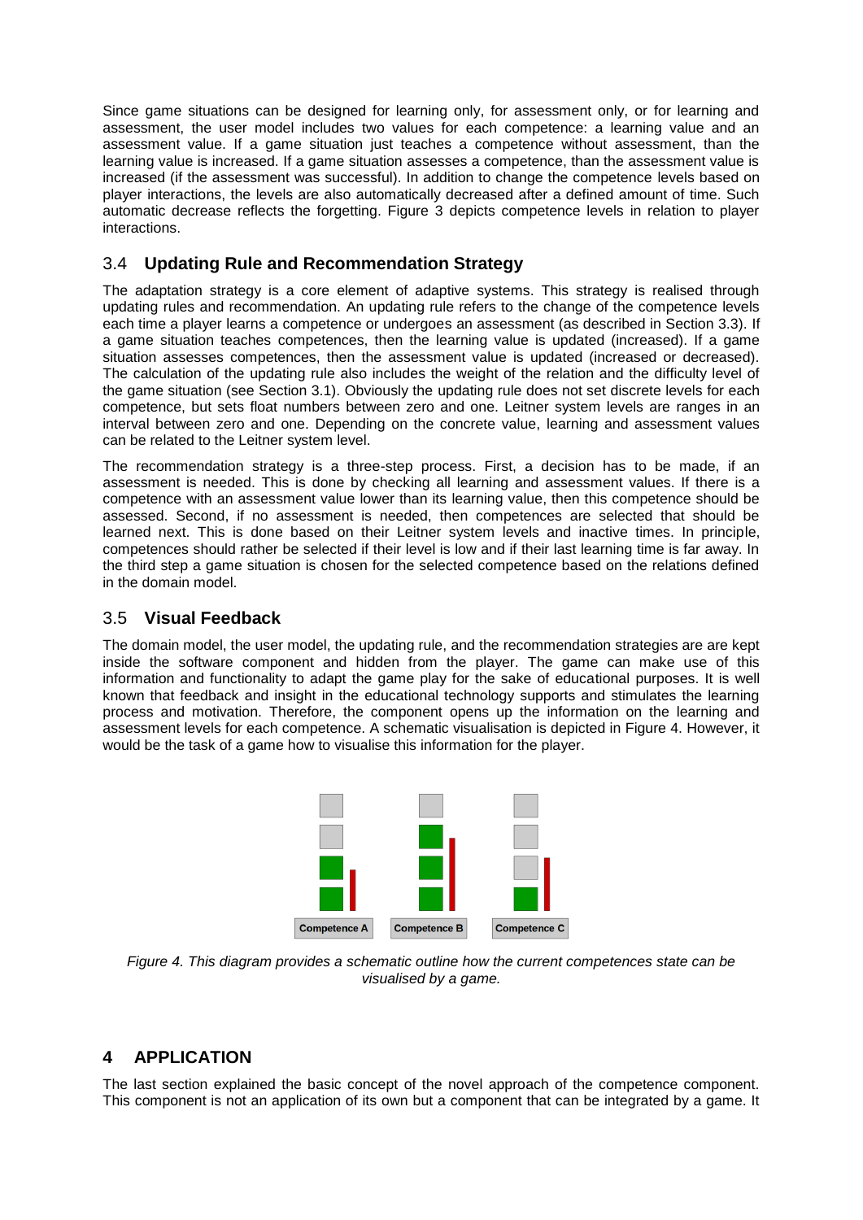Since game situations can be designed for learning only, for assessment only, or for learning and assessment, the user model includes two values for each competence: a learning value and an assessment value. If a game situation just teaches a competence without assessment, than the learning value is increased. If a game situation assesses a competence, than the assessment value is increased (if the assessment was successful). In addition to change the competence levels based on player interactions, the levels are also automatically decreased after a defined amount of time. Such automatic decrease reflects the forgetting. Figure 3 depicts competence levels in relation to player interactions.

## 3.4 Updating Rule and Recommendation Strategy

The adaptation strategy is a core element of adaptive systems. This strategy is realised through updating rules and recommendation. An updating rule refers to the change of the competence levels each time a player learns a competence or undergoes an assessment (as described in Section 3.3). If a game situation teaches competences, then the learning value is updated (increased). If a game situation assesses competences, then the assessment value is updated (increased or decreased). The calculation of the updating rule also includes the weight of the relation and the difficulty level of the game situation (see Section 3.1). Obviously the updating rule does not set discrete levels for each competence, but sets float numbers between zero and one. Leitner system levels are ranges in an interval between zero and one. Depending on the concrete value, learning and assessment values can be related to the Leitner system level.

The recommendation strategy is a three-step process. First, a decision has to be made, if an assessment is needed. This is done by checking all learning and assessment values. If there is a competence with an assessment value lower than its learning value, then this competence should be assessed. Second, if no assessment is needed, then competences are selected that should be learned next. This is done based on their Leitner system levels and inactive times. In principle, competences should rather be selected if their level is low and if their last learning time is far away. In the third step a game situation is chosen for the selected competence based on the relations defined in the domain model.

## 3.5 Visual Feedback

The domain model, the user model, the updating rule, and the recommendation strategies are are kept inside the software component and hidden from the player. The game can make use of this information and functionality to adapt the game play for the sake of educational purposes. It is well known that feedback and insight in the educational technology supports and stimulates the learning process and motivation. Therefore, the component opens up the information on the learning and assessment levels for each competence. A schematic visualisation is depicted in Figure 4. However, it would be the task of a game how to visualise this information for the player.

Competence A Competence B Competence C

*Figure 4. This diagram provides a schematic outline how the current competences state can be visualised by a game.*

# 4 APPLICATION

The last section explained the basic concept of the novel approach of the competence component. This component is not an application of its own but a component that can be integrated by a game. It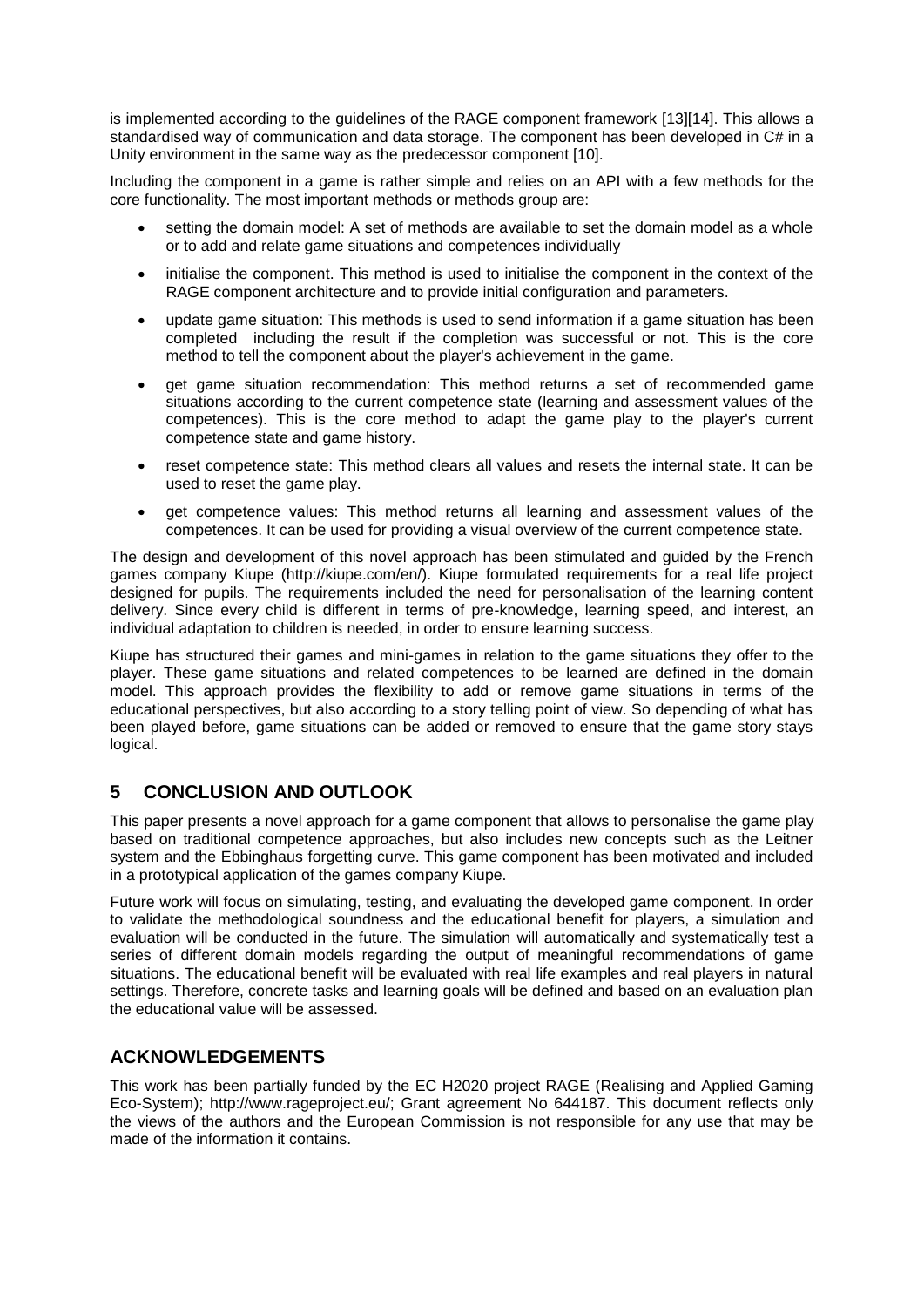is implemented according to the guidelines of the RAGE component framework [13][14]. This allows a standardised way of communication and data storage. The component has been developed in C# in a Unity environment in the same way as the predecessor component [10].

Including the component in a game is rather simple and relies on an API with a few methods for the core functionality. The most important methods or methods group are:

- setting the domain model: A set of methods are available to set the domain model as a whole or to add and relate game situations and competences individually
- initialise the component. This method is used to initialise the component in the context of the RAGE component architecture and to provide initial configuration and parameters.
- update game situation: This methods is used to send information if a game situation has been completed including the result if the completion was successful or not. This is the core method to tell the component about the player's achievement in the game.
- get game situation recommendation: This method returns a set of recommended game situations according to the current competence state (learning and assessment values of the competences). This is the core method to adapt the game play to the player's current competence state and game history.
- reset competence state: This method clears all values and resets the internal state. It can be used to reset the game play.
- get competence values: This method returns all learning and assessment values of the competences. It can be used for providing a visual overview of the current competence state.

The design and development of this novel approach has been stimulated and guided by the French games company Kiupe (http://kiupe.com/en/). Kiupe formulated requirements for a real life project designed for pupils. The requirements included the need for personalisation of the learning content delivery. Since every child is different in terms of pre-knowledge, learning speed, and interest, an individual adaptation to children is needed, in order to ensure learning success.

Kiupe has structured their games and mini-games in relation to the game situations they offer to the player. These game situations and related competences to be learned are defined in the domain model. This approach provides the flexibility to add or remove game situations in terms of the educational perspectives, but also according to a story telling point of view. So depending of what has been played before, game situations can be added or removed to ensure that the game story stays logical.

## 5 CONCLUSION AND OUTLOOK

This paper presents a novel approach for a game component that allows to personalise the game play based on traditional competence approaches, but also includes new concepts such as the Leitner system and the Ebbinghaus forgetting curve. This game component has been motivated and included in a prototypical application of the games company Kiupe.

Future work will focus on simulating, testing, and evaluating the developed game component. In order to validate the methodological soundness and the educational benefit for players, a simulation and evaluation will be conducted in the future. The simulation will automatically and systematically test a series of different domain models regarding the output of meaningful recommendations of game situations. The educational benefit will be evaluated with real life examples and real players in natural settings. Therefore, concrete tasks and learning goals will be defined and based on an evaluation plan the educational value will be assessed.

## ACKNOWLEDGEMENTS

This work has been partially funded by the EC H2020 project RAGE (Realising and Applied Gaming Eco-System); http://www.rageproject.eu/; Grant agreement No 644187. This document reflects only the views of the authors and the European Commission is not responsible for any use that may be made of the information it contains.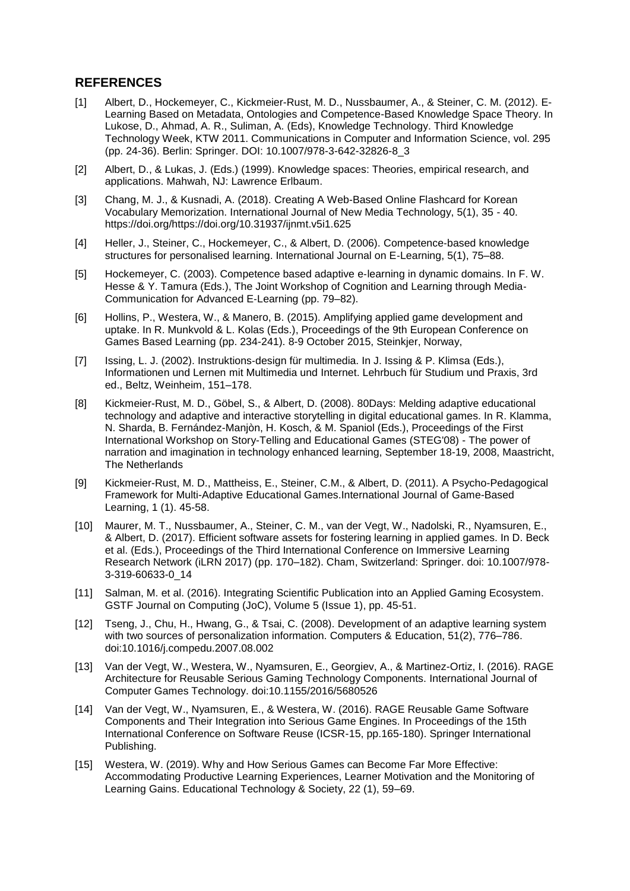## REFERENCES

[1] Albert, D., Hockemeyer, C., Kickmeier-Rust, M. D., Nussbaumer, A., & Steiner, C. M. (2012). E-Learning Based on Metadata, Ontologies and Competence-Based Knowledge Space Theory. In Lukose, D., Ahmad, A. R., Suliman, A. (Eds), Knowledge Technology. Third Knowledge Technology Week, KTW 2011. Communications in Computer and Information Science, vol. 295 (pp. 24-36). Berlin: Springer. DOI: 10.1007/978-3-642-32826-8_3

[2] Albert, D., & Lukas, J. (Eds.) (1999). Knowledge spaces: Theories, empirical research, and applications. Mahwah, NJ: Lawrence Erlbaum.

[3] Chang, M. J., & Kusnadi, A. (2018). Creating A Web-Based Online Flashcard for Korean Vocabulary Memorization. International Journal of New Media Technology, 5(1), 35 - 40. https://doi.org/https://doi.org/10.31937/ijnmt.v5i1.625

[4] Heller, J., Steiner, C., Hockemeyer, C., & Albert, D. (2006). Competence-based knowledge structures for personalised learning. International Journal on E-Learning, 5(1), 75–88.

[5] Hockemeyer, C. (2003). Competence based adaptive e-learning in dynamic domains. In F. W. Hesse & Y. Tamura (Eds.), The Joint Workshop of Cognition and Learning through Media-Communication for Advanced E-Learning (pp. 79–82).

[6] Hollins, P., Westera, W., & Manero, B. (2015). Amplifying applied game development and uptake. In R. Munkvold & L. Kolas (Eds.), Proceedings of the 9th European Conference on Games Based Learning (pp. 234-241). 8-9 October 2015, Steinkjer, Norway,

[7] Issing, L. J. (2002). Instruktions-design für multimedia. In J. Issing & P. Klimsa (Eds.), Informationen und Lernen mit Multimedia und Internet. Lehrbuch für Studium und Praxis, 3rd ed., Beltz, Weinheim, 151–178.

[8] Kickmeier-Rust, M. D., Göbel, S., & Albert, D. (2008). 80Days: Melding adaptive educational technology and adaptive and interactive storytelling in digital educational games. In R. Klamma, N. Sharda, B. Fernández-Manjòn, H. Kosch, & M. Spaniol (Eds.), Proceedings of the First International Workshop on Story-Telling and Educational Games (STEG'08) - The power of narration and imagination in technology enhanced learning, September 18-19, 2008, Maastricht, The Netherlands

[9] Kickmeier-Rust, M. D., Mattheiss, E., Steiner, C.M., & Albert, D. (2011). A Psycho-Pedagogical Framework for Multi-Adaptive Educational Games.International Journal of Game-Based Learning, 1 (1). 45-58.

[10] Maurer, M. T., Nussbaumer, A., Steiner, C. M., van der Vegt, W., Nadolski, R., Nyamsuren, E., & Albert, D. (2017). Efficient software assets for fostering learning in applied games. In D. Beck et al. (Eds.), Proceedings of the Third International Conference on Immersive Learning Research Network (iLRN 2017) (pp. 170–182). Cham, Switzerland: Springer. doi: 10.1007/978-3-319-60633-0_14

[11] Salman, M. et al. (2016). Integrating Scientific Publication into an Applied Gaming Ecosystem. GSTF Journal on Computing (JoC), Volume 5 (Issue 1), pp. 45-51.

[12] Tseng, J., Chu, H., Hwang, G., & Tsai, C. (2008). Development of an adaptive learning system with two sources of personalization information. Computers & Education, 51(2), 776–786. doi:10.1016/j.compedu.2007.08.002

[13] Van der Vegt, W., Westera, W., Nyamsuren, E., Georgiev, A., & Martinez-Ortiz, I. (2016). RAGE Architecture for Reusable Serious Gaming Technology Components. International Journal of Computer Games Technology. doi:10.1155/2016/5680526

[14] Van der Vegt, W., Nyamsuren, E., & Westera, W. (2016). RAGE Reusable Game Software Components and Their Integration into Serious Game Engines. In Proceedings of the 15th International Conference on Software Reuse (ICSR-15, pp.165-180). Springer International Publishing.

[15] Westera, W. (2019). Why and How Serious Games can Become Far More Effective: Accommodating Productive Learning Experiences, Learner Motivation and the Monitoring of Learning Gains. Educational Technology & Society, 22 (1), 59–69.